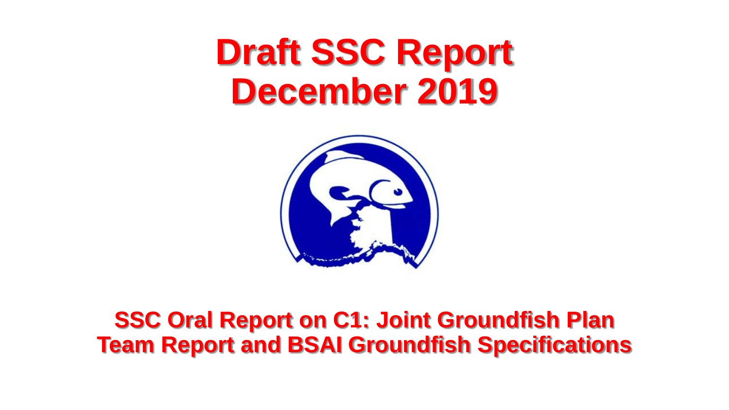# Draft SSC Report December 2019

## SSC Oral Report on C1: Joint Groundfish Plan Team Report and BSAI Groundfish Specifications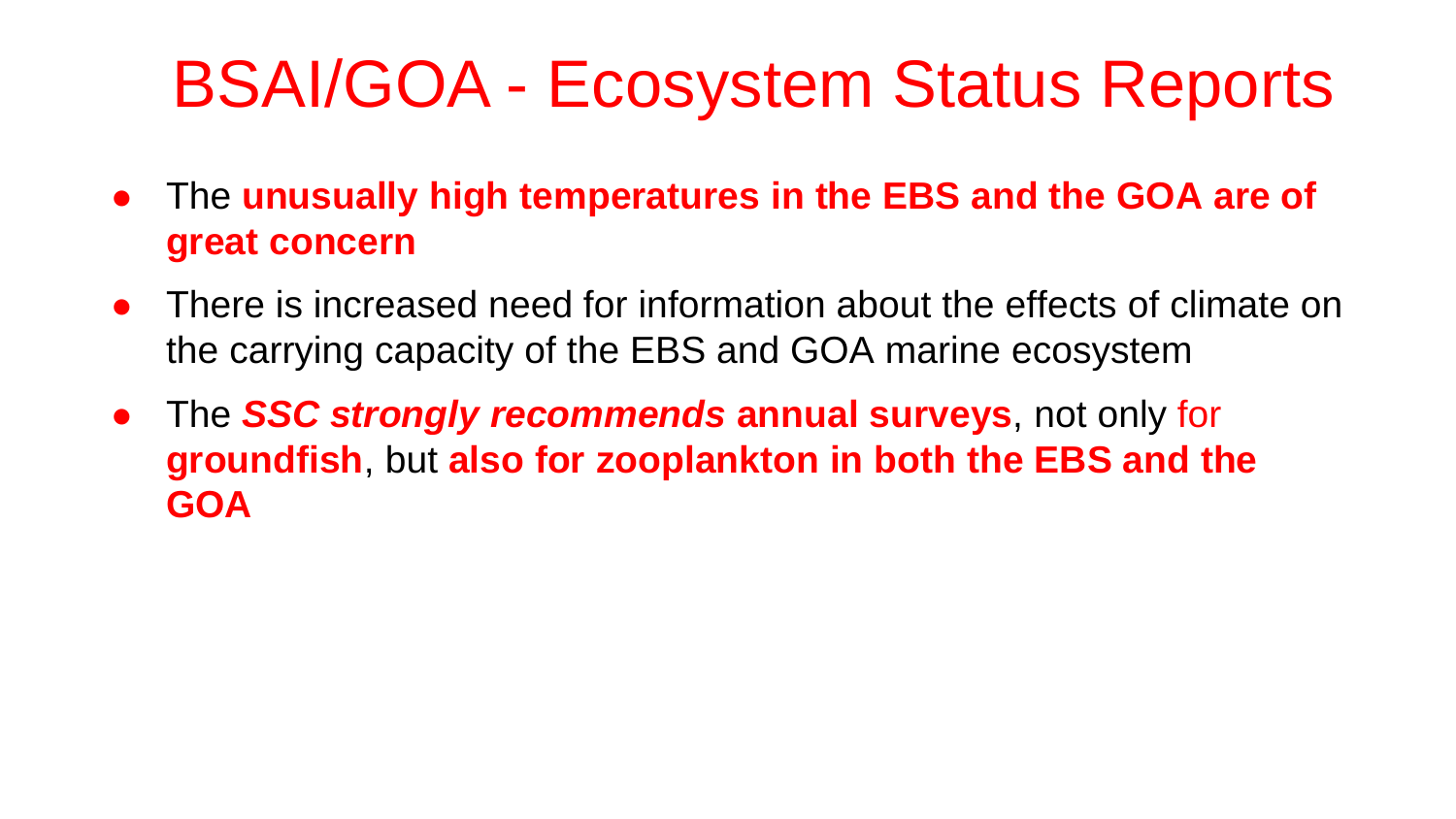# BSAI/GOA - Ecosystem Status Reports

- The **unusually high temperatures in the EBS and the GOA are of great concern**
- There is increased need for information about the effects of climate on the carrying capacity of the EBS and GOA marine ecosystem
- The ***SSC strongly recommends*** **annual surveys**, not only for **groundfish**, but **also for zooplankton in both the EBS and the GOA**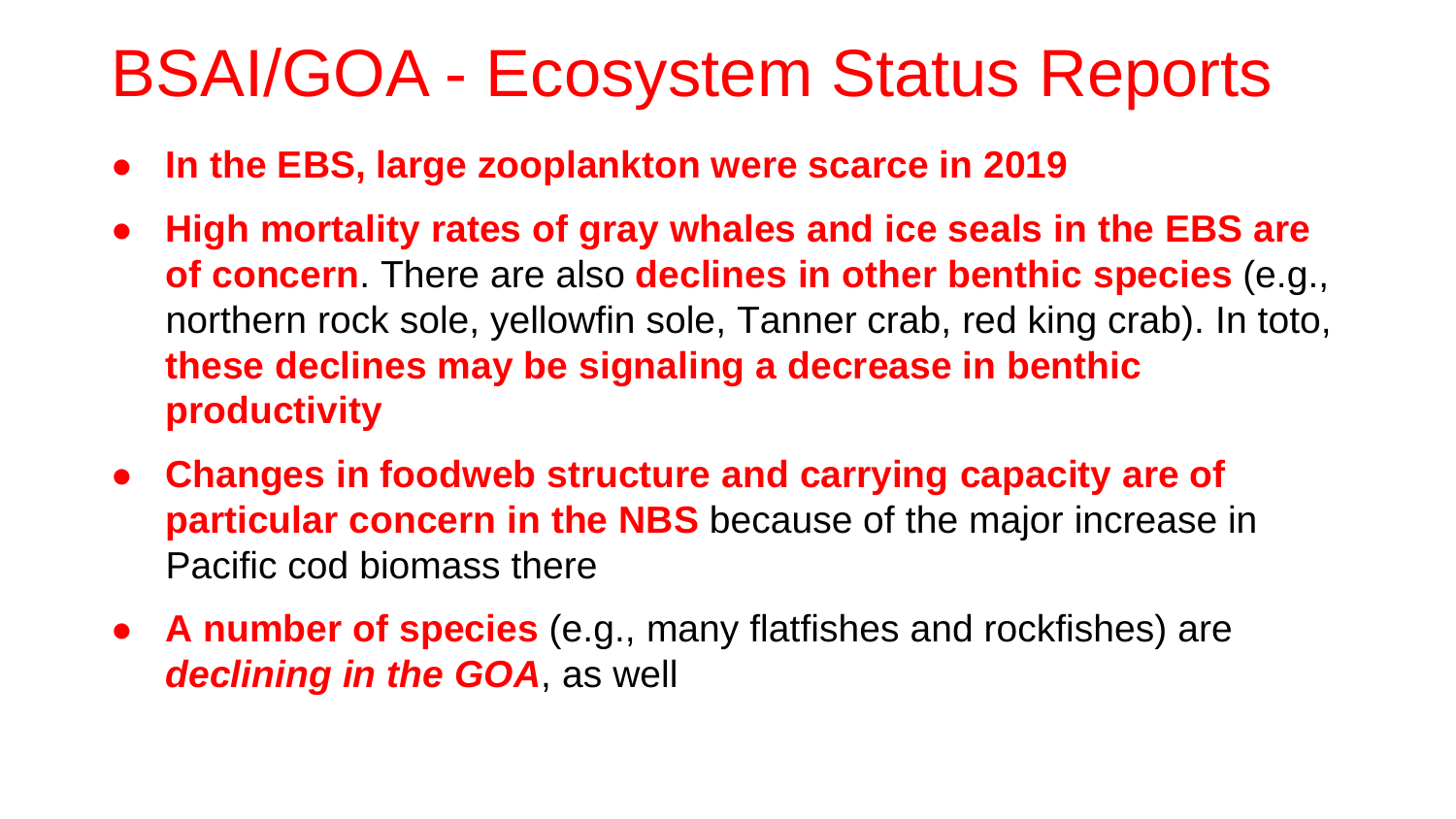# BSAI/GOA - Ecosystem Status Reports

- **In the EBS, large zooplankton were scarce in 2019**
- **High mortality rates of gray whales and ice seals in the EBS are of concern**. There are also **declines in other benthic species** (e.g., northern rock sole, yellowfin sole, Tanner crab, red king crab). In toto, **these declines may be signaling a decrease in benthic productivity**
- **Changes in foodweb structure and carrying capacity are of particular concern in the NBS** because of the major increase in Pacific cod biomass there
- **A number of species** (e.g., many flatfishes and rockfishes) are ***declining in the GOA***, as well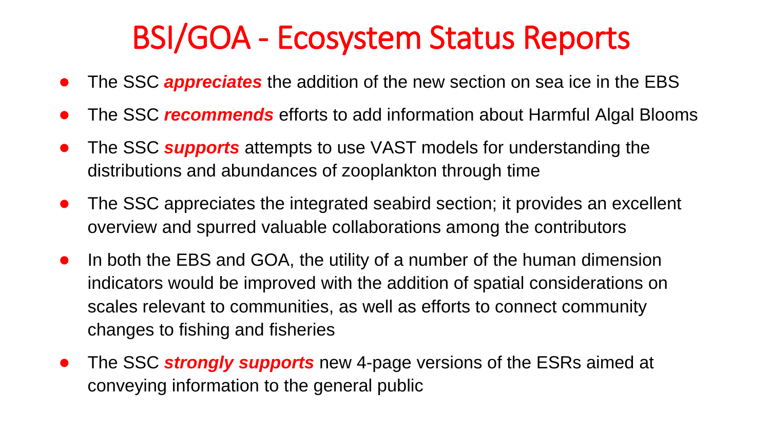# BSI/GOA - Ecosystem Status Reports

- The SSC ***appreciates*** the addition of the new section on sea ice in the EBS
- The SSC ***recommends*** efforts to add information about Harmful Algal Blooms
- The SSC ***supports*** attempts to use VAST models for understanding the distributions and abundances of zooplankton through time
- The SSC appreciates the integrated seabird section; it provides an excellent overview and spurred valuable collaborations among the contributors
- In both the EBS and GOA, the utility of a number of the human dimension indicators would be improved with the addition of spatial considerations on scales relevant to communities, as well as efforts to connect community changes to fishing and fisheries
- The SSC ***strongly supports*** new 4-page versions of the ESRs aimed at conveying information to the general public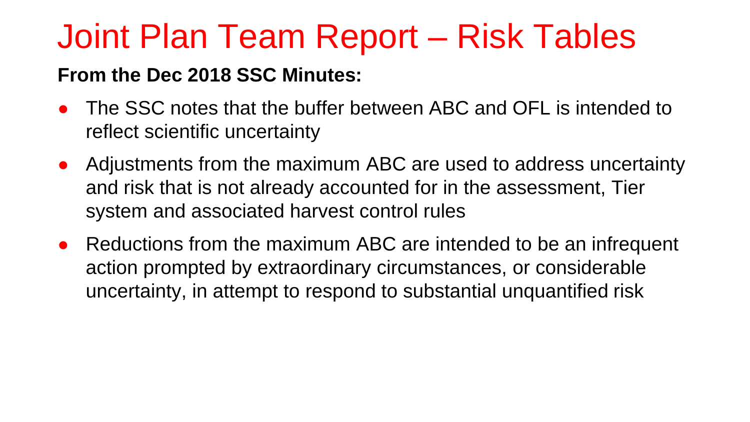# Joint Plan Team Report – Risk Tables

**From the Dec 2018 SSC Minutes:**

- The SSC notes that the buffer between ABC and OFL is intended to reflect scientific uncertainty
- Adjustments from the maximum ABC are used to address uncertainty and risk that is not already accounted for in the assessment, Tier system and associated harvest control rules
- Reductions from the maximum ABC are intended to be an infrequent action prompted by extraordinary circumstances, or considerable uncertainty, in attempt to respond to substantial unquantified risk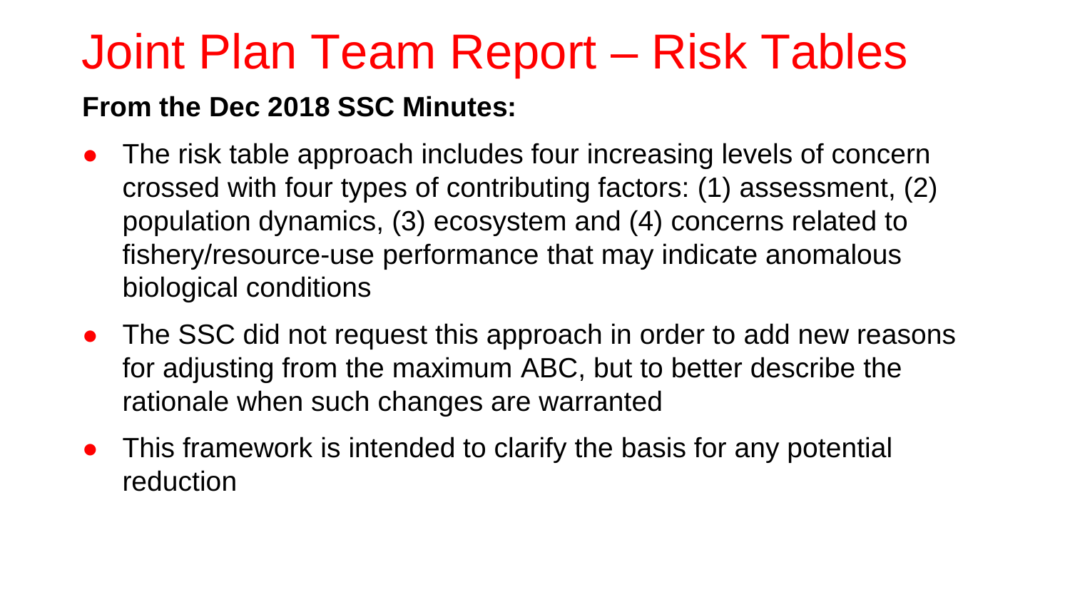# Joint Plan Team Report – Risk Tables

**From the Dec 2018 SSC Minutes:**

- The risk table approach includes four increasing levels of concern crossed with four types of contributing factors: (1) assessment, (2) population dynamics, (3) ecosystem and (4) concerns related to fishery/resource-use performance that may indicate anomalous biological conditions
- The SSC did not request this approach in order to add new reasons for adjusting from the maximum ABC, but to better describe the rationale when such changes are warranted
- This framework is intended to clarify the basis for any potential reduction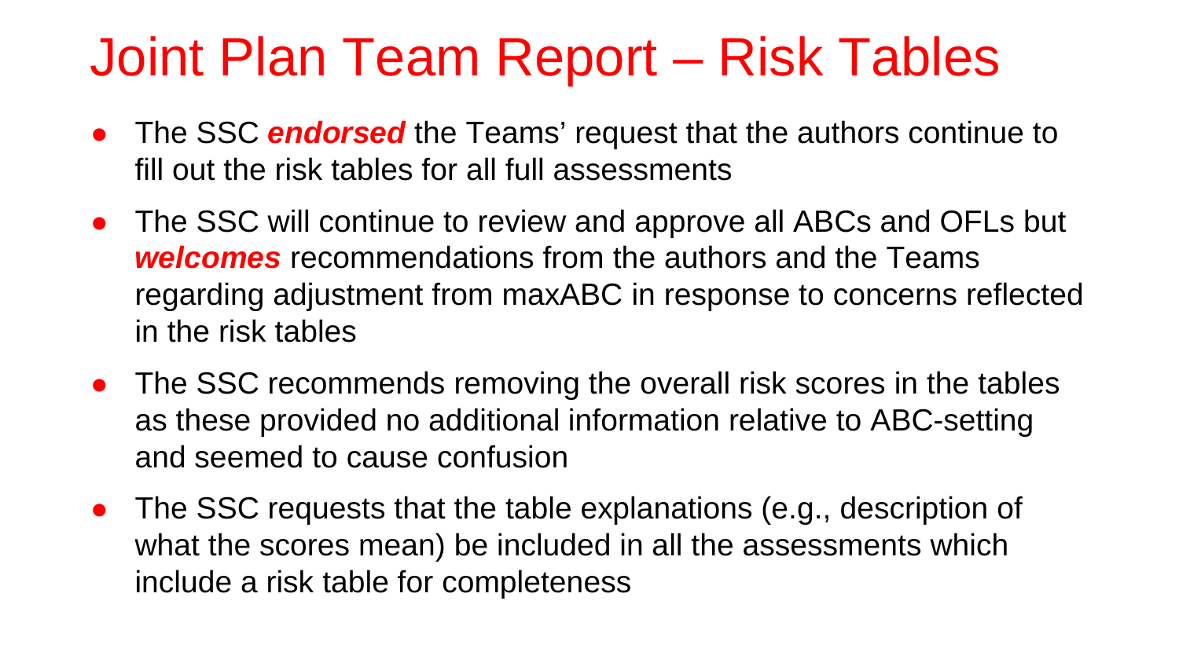# Joint Plan Team Report – Risk Tables

- The SSC ***endorsed*** the Teams' request that the authors continue to fill out the risk tables for all full assessments
- The SSC will continue to review and approve all ABCs and OFLs but ***welcomes*** recommendations from the authors and the Teams regarding adjustment from maxABC in response to concerns reflected in the risk tables
- The SSC recommends removing the overall risk scores in the tables as these provided no additional information relative to ABC-setting and seemed to cause confusion
- The SSC requests that the table explanations (e.g., description of what the scores mean) be included in all the assessments which include a risk table for completeness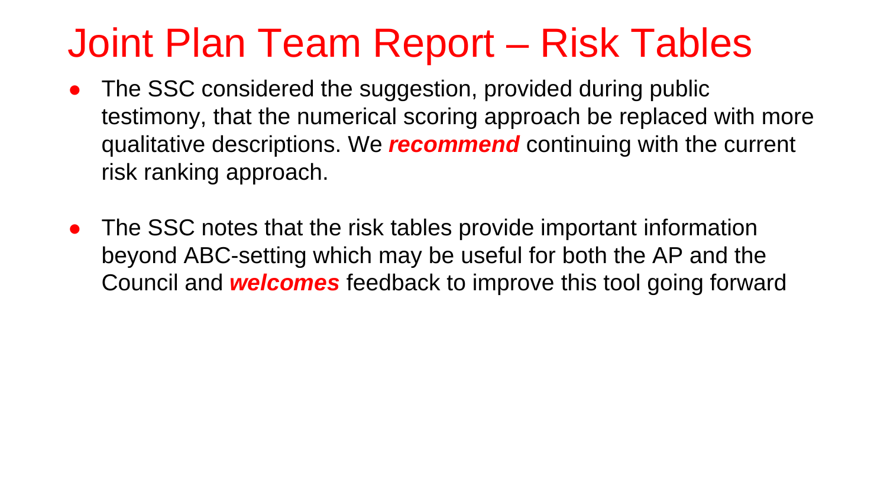# Joint Plan Team Report – Risk Tables

- The SSC considered the suggestion, provided during public testimony, that the numerical scoring approach be replaced with more qualitative descriptions. We ***recommend*** continuing with the current risk ranking approach.

- The SSC notes that the risk tables provide important information beyond ABC-setting which may be useful for both the AP and the Council and ***welcomes*** feedback to improve this tool going forward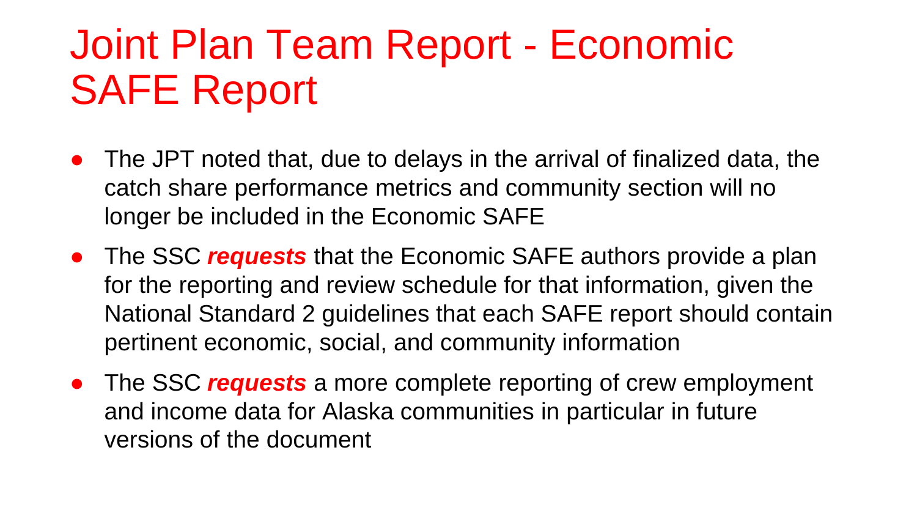# Joint Plan Team Report - Economic SAFE Report

- The JPT noted that, due to delays in the arrival of finalized data, the catch share performance metrics and community section will no longer be included in the Economic SAFE
- The SSC ***requests*** that the Economic SAFE authors provide a plan for the reporting and review schedule for that information, given the National Standard 2 guidelines that each SAFE report should contain pertinent economic, social, and community information
- The SSC ***requests*** a more complete reporting of crew employment and income data for Alaska communities in particular in future versions of the document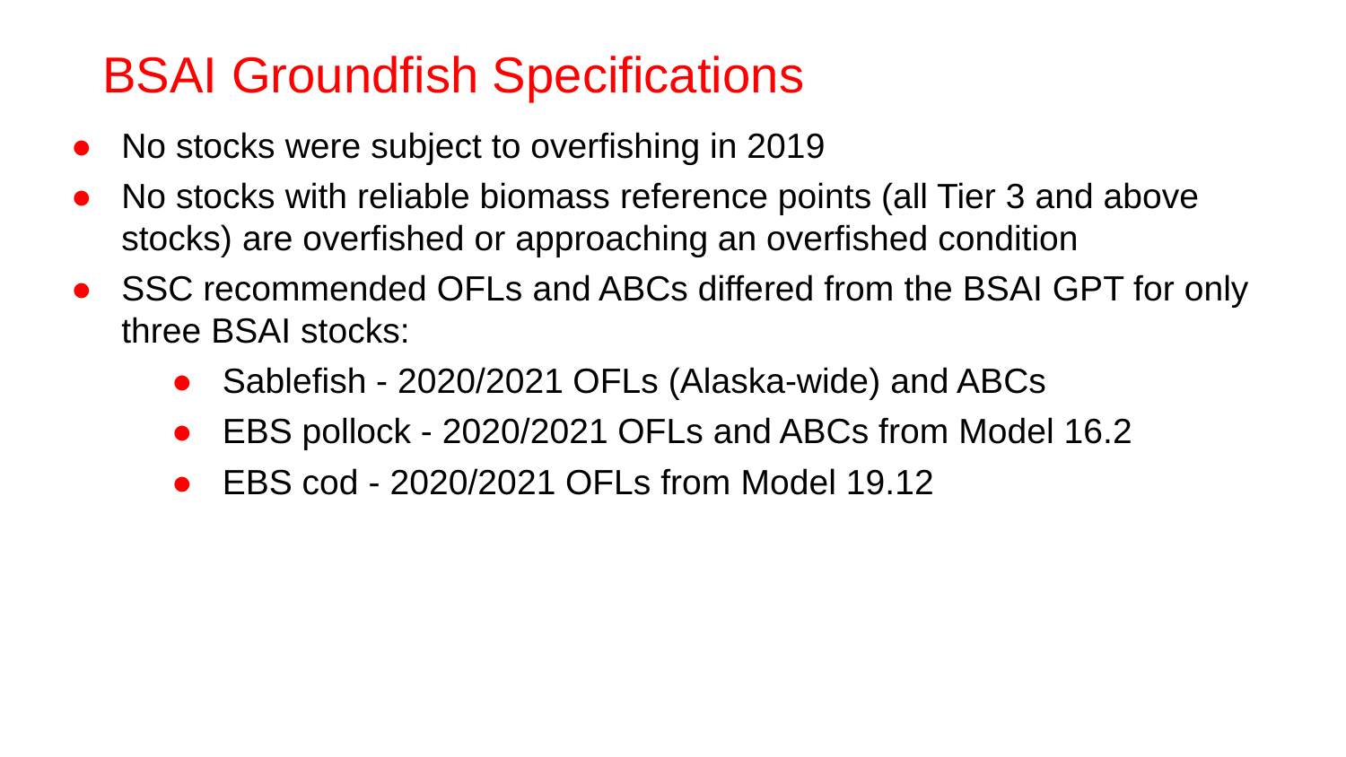# BSAI Groundfish Specifications

- No stocks were subject to overfishing in 2019
- No stocks with reliable biomass reference points (all Tier 3 and above stocks) are overfished or approaching an overfished condition
- SSC recommended OFLs and ABCs differed from the BSAI GPT for only three BSAI stocks:
    - Sablefish - 2020/2021 OFLs (Alaska-wide) and ABCs
    - EBS pollock - 2020/2021 OFLs and ABCs from Model 16.2
    - EBS cod - 2020/2021 OFLs from Model 19.12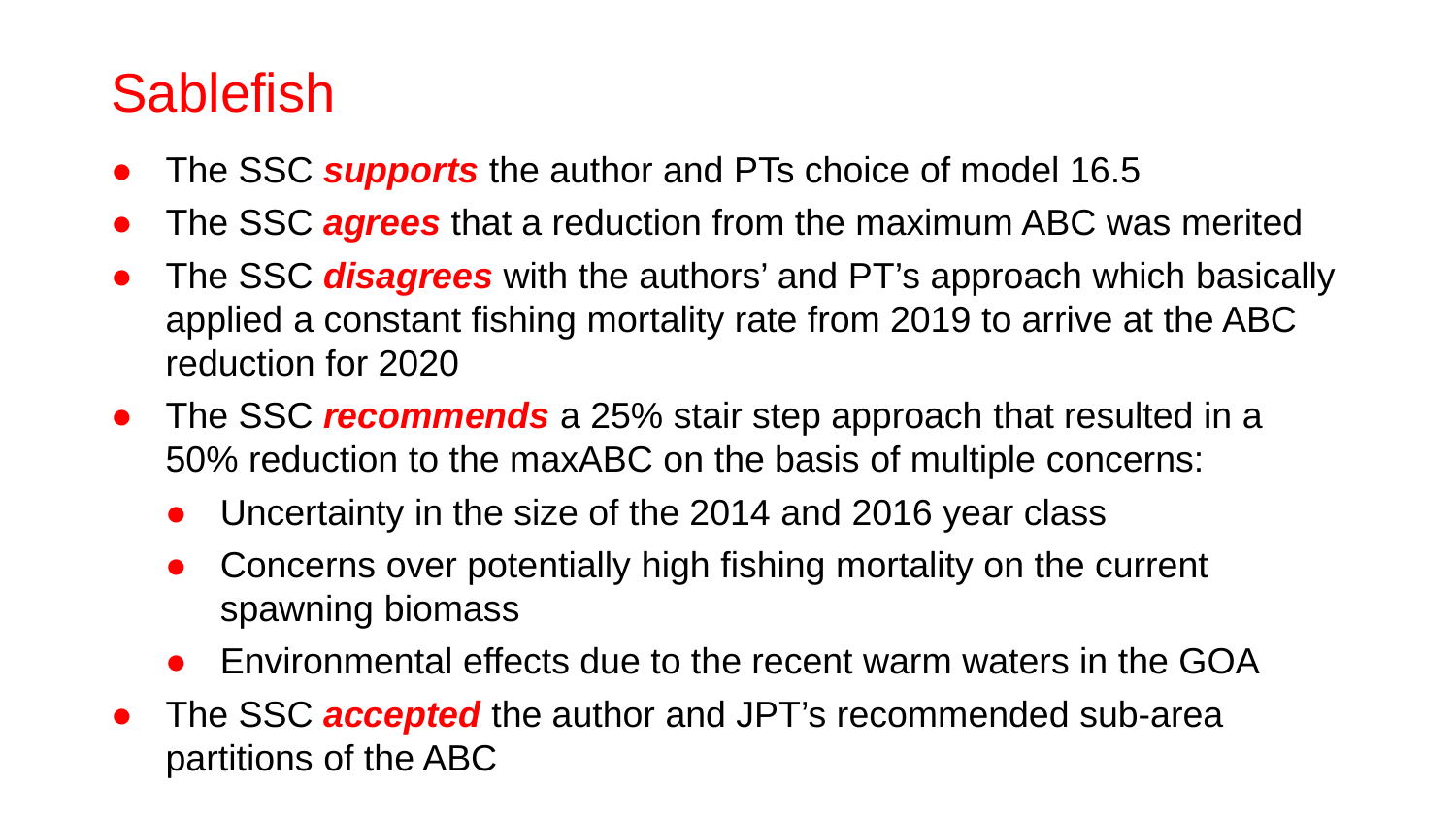# Sablefish

- The SSC ***supports*** the author and PTs choice of model 16.5
- The SSC ***agrees*** that a reduction from the maximum ABC was merited
- The SSC ***disagrees*** with the authors' and PT's approach which basically applied a constant fishing mortality rate from 2019 to arrive at the ABC reduction for 2020
- The SSC ***recommends*** a 25% stair step approach that resulted in a 50% reduction to the maxABC on the basis of multiple concerns:
  - Uncertainty in the size of the 2014 and 2016 year class
  - Concerns over potentially high fishing mortality on the current spawning biomass
  - Environmental effects due to the recent warm waters in the GOA
- The SSC ***accepted*** the author and JPT's recommended sub-area partitions of the ABC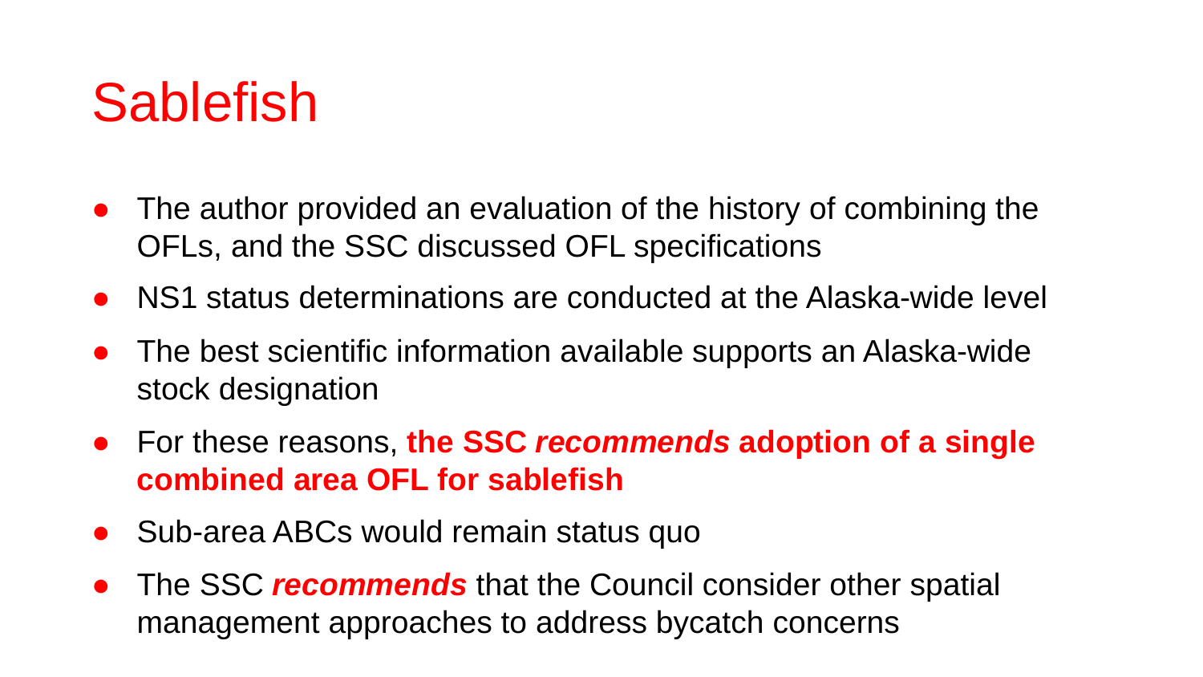# Sablefish

- The author provided an evaluation of the history of combining the OFLs, and the SSC discussed OFL specifications
- NS1 status determinations are conducted at the Alaska-wide level
- The best scientific information available supports an Alaska-wide stock designation
- For these reasons, **the SSC *recommends* adoption of a single combined area OFL for sablefish**
- Sub-area ABCs would remain status quo
- The SSC ***recommends*** that the Council consider other spatial management approaches to address bycatch concerns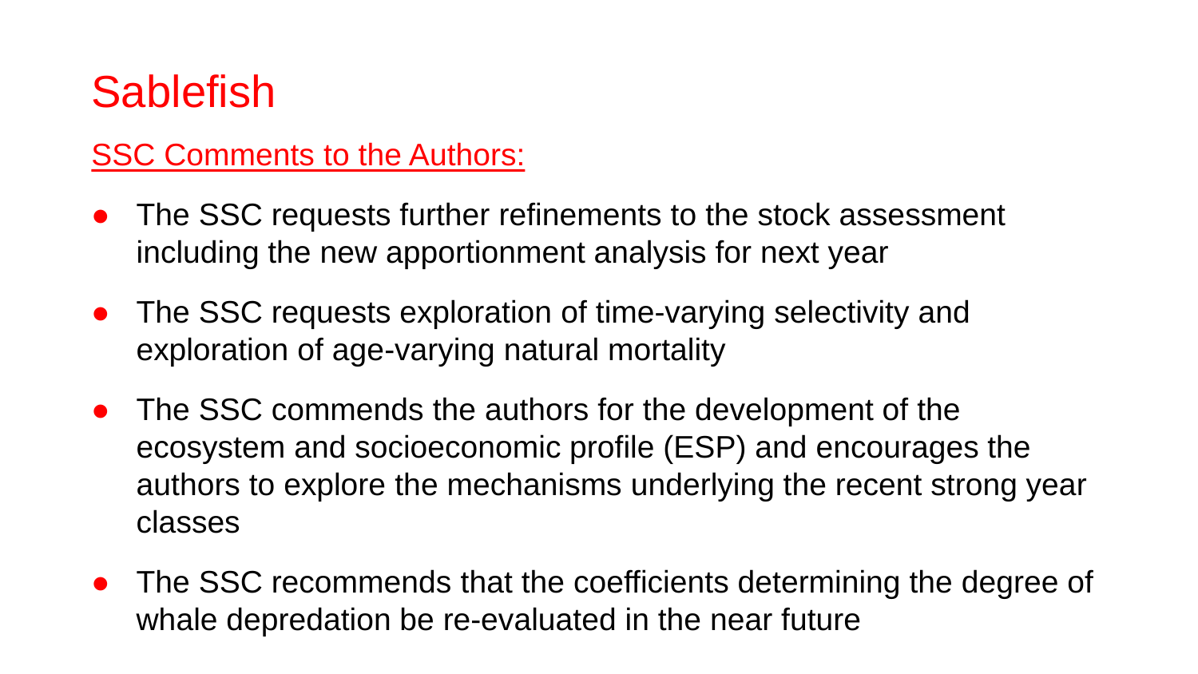# Sablefish

SSC Comments to the Authors:

- The SSC requests further refinements to the stock assessment including the new apportionment analysis for next year
- The SSC requests exploration of time-varying selectivity and exploration of age-varying natural mortality
- The SSC commends the authors for the development of the ecosystem and socioeconomic profile (ESP) and encourages the authors to explore the mechanisms underlying the recent strong year classes
- The SSC recommends that the coefficients determining the degree of whale depredation be re-evaluated in the near future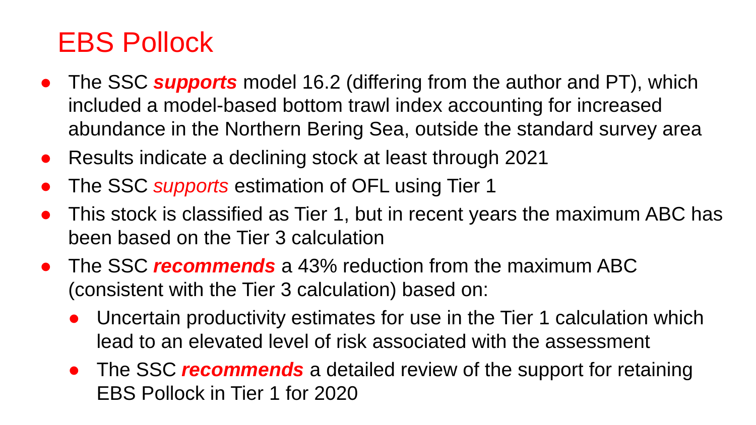# EBS Pollock

- The SSC ***supports*** model 16.2 (differing from the author and PT), which included a model-based bottom trawl index accounting for increased abundance in the Northern Bering Sea, outside the standard survey area
- Results indicate a declining stock at least through 2021
- The SSC *supports* estimation of OFL using Tier 1
- This stock is classified as Tier 1, but in recent years the maximum ABC has been based on the Tier 3 calculation
- The SSC ***recommends*** a 43% reduction from the maximum ABC (consistent with the Tier 3 calculation) based on:
  - Uncertain productivity estimates for use in the Tier 1 calculation which lead to an elevated level of risk associated with the assessment
  - The SSC ***recommends*** a detailed review of the support for retaining EBS Pollock in Tier 1 for 2020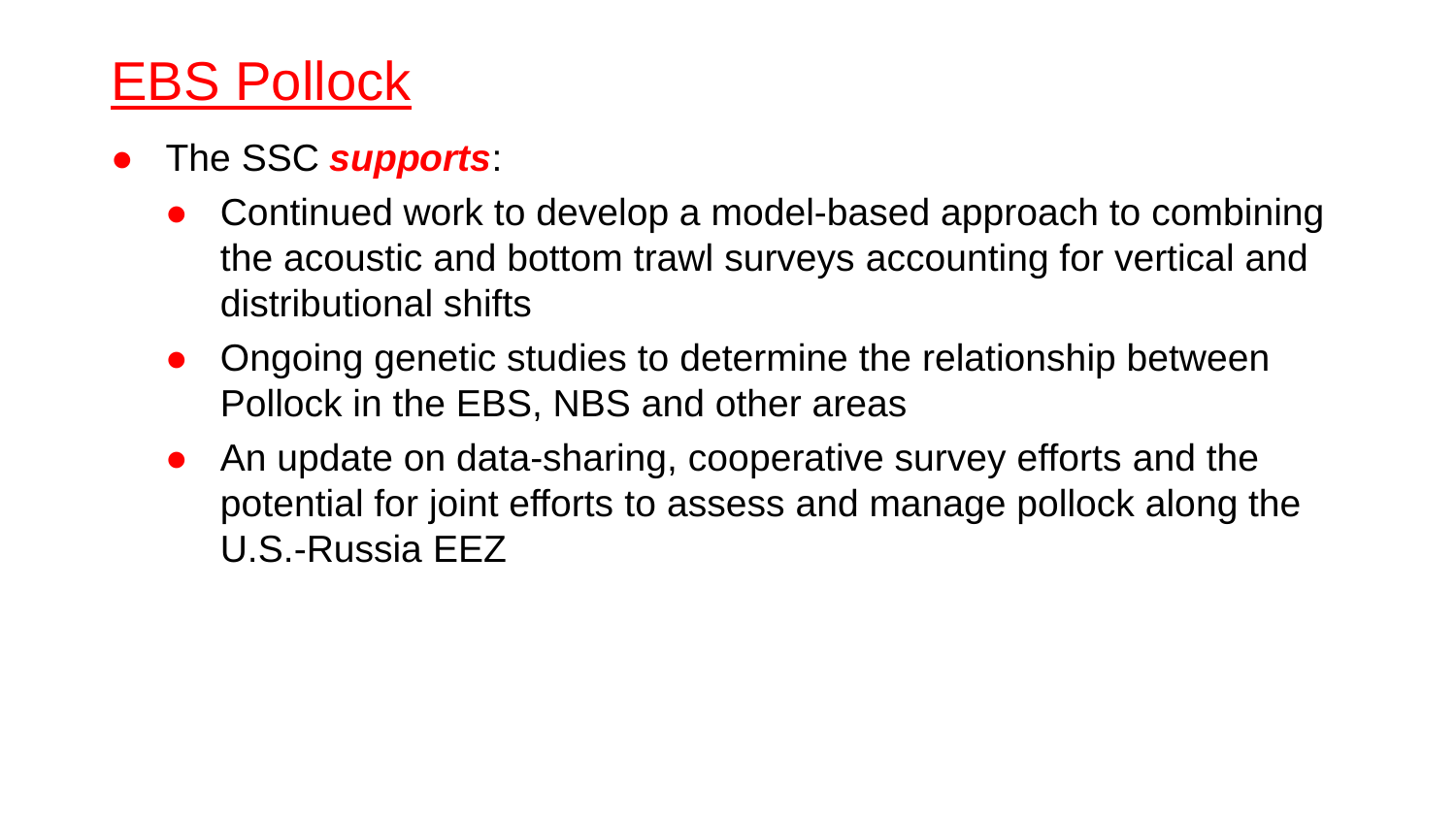# EBS Pollock

- The SSC ***supports***:
  - Continued work to develop a model-based approach to combining the acoustic and bottom trawl surveys accounting for vertical and distributional shifts
  - Ongoing genetic studies to determine the relationship between Pollock in the EBS, NBS and other areas
  - An update on data-sharing, cooperative survey efforts and the potential for joint efforts to assess and manage pollock along the U.S.-Russia EEZ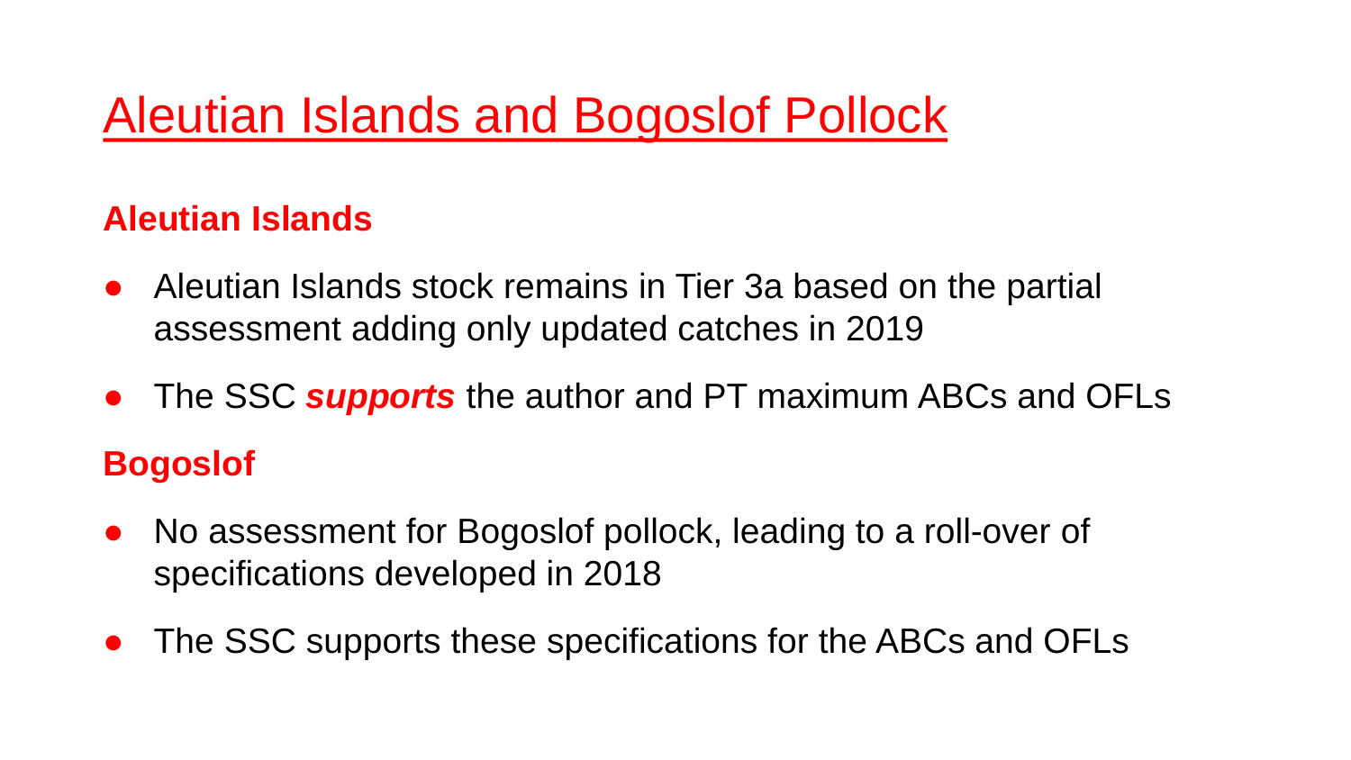# Aleutian Islands and Bogoslof Pollock

## Aleutian Islands

- Aleutian Islands stock remains in Tier 3a based on the partial assessment adding only updated catches in 2019
- The SSC ***supports*** the author and PT maximum ABCs and OFLs

## Bogoslof

- No assessment for Bogoslof pollock, leading to a roll-over of specifications developed in 2018
- The SSC supports these specifications for the ABCs and OFLs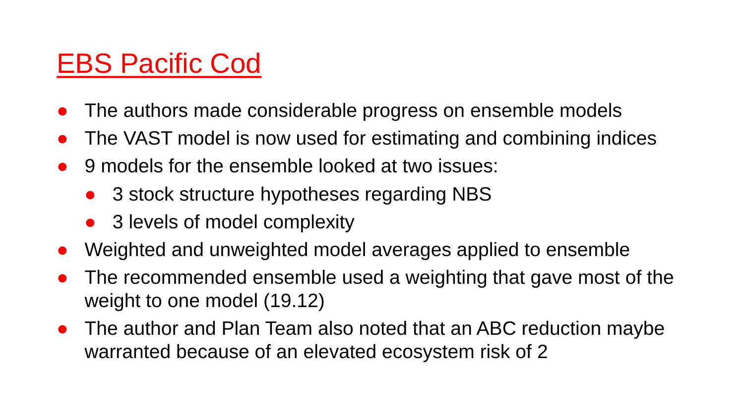# EBS Pacific Cod

- The authors made considerable progress on ensemble models
- The VAST model is now used for estimating and combining indices
- 9 models for the ensemble looked at two issues:
  - 3 stock structure hypotheses regarding NBS
  - 3 levels of model complexity
- Weighted and unweighted model averages applied to ensemble
- The recommended ensemble used a weighting that gave most of the weight to one model (19.12)
- The author and Plan Team also noted that an ABC reduction maybe warranted because of an elevated ecosystem risk of 2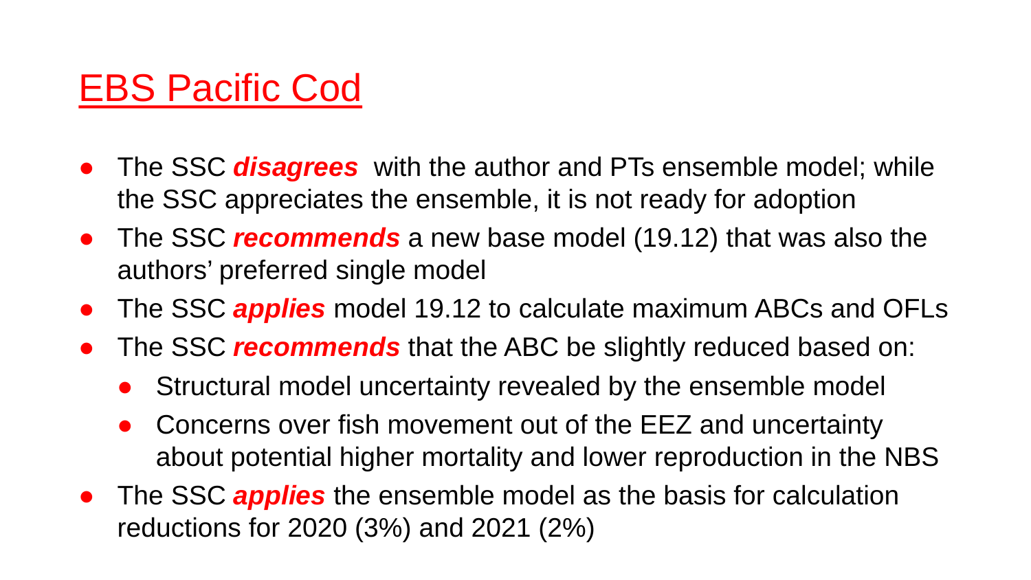# EBS Pacific Cod

- The SSC ***disagrees*** with the author and PTs ensemble model; while the SSC appreciates the ensemble, it is not ready for adoption
- The SSC ***recommends*** a new base model (19.12) that was also the authors' preferred single model
- The SSC ***applies*** model 19.12 to calculate maximum ABCs and OFLs
- The SSC ***recommends*** that the ABC be slightly reduced based on:
  - Structural model uncertainty revealed by the ensemble model
  - Concerns over fish movement out of the EEZ and uncertainty about potential higher mortality and lower reproduction in the NBS
- The SSC ***applies*** the ensemble model as the basis for calculation reductions for 2020 (3%) and 2021 (2%)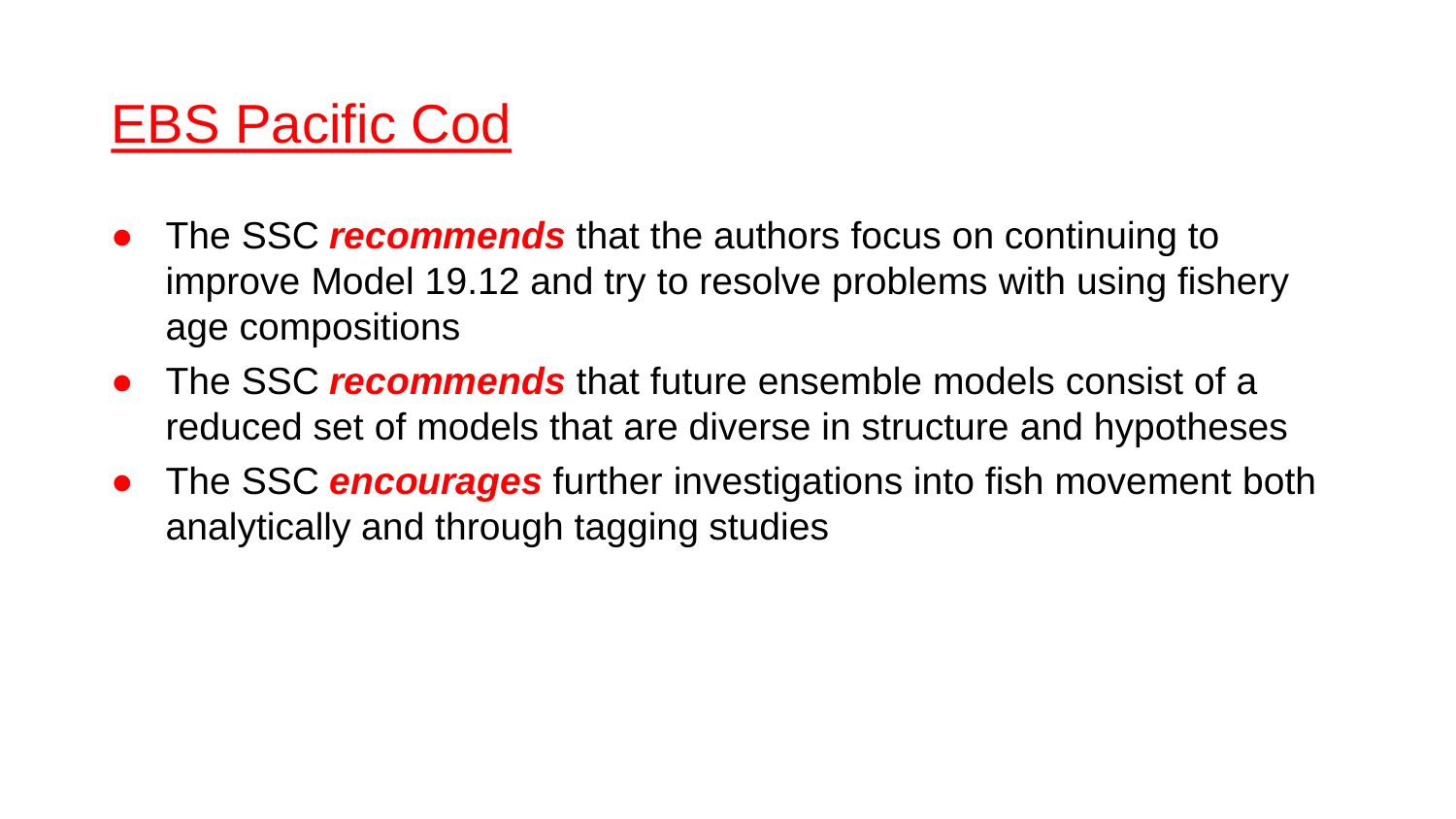# EBS Pacific Cod

- The SSC ***recommends*** that the authors focus on continuing to improve Model 19.12 and try to resolve problems with using fishery age compositions
- The SSC ***recommends*** that future ensemble models consist of a reduced set of models that are diverse in structure and hypotheses
- The SSC ***encourages*** further investigations into fish movement both analytically and through tagging studies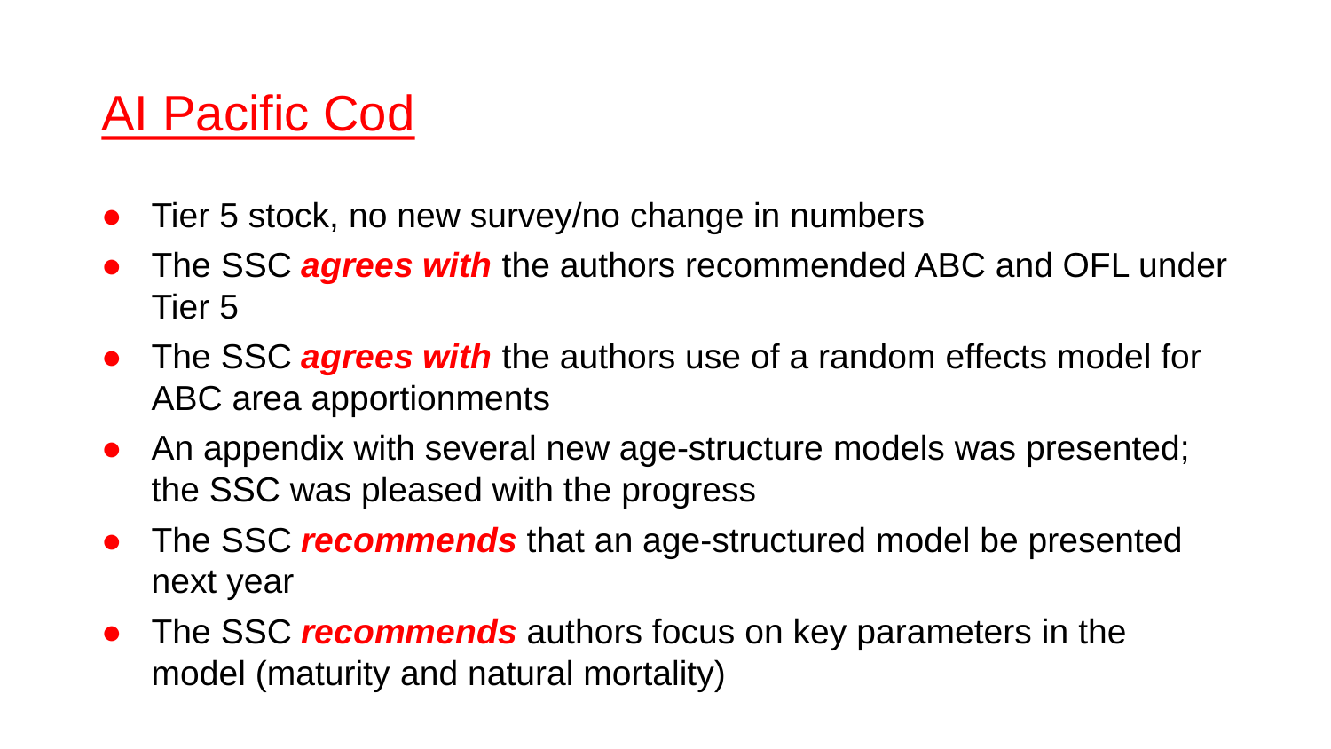# AI Pacific Cod

- Tier 5 stock, no new survey/no change in numbers
- The SSC ***agrees with*** the authors recommended ABC and OFL under Tier 5
- The SSC ***agrees with*** the authors use of a random effects model for ABC area apportionments
- An appendix with several new age-structure models was presented; the SSC was pleased with the progress
- The SSC ***recommends*** that an age-structured model be presented next year
- The SSC ***recommends*** authors focus on key parameters in the model (maturity and natural mortality)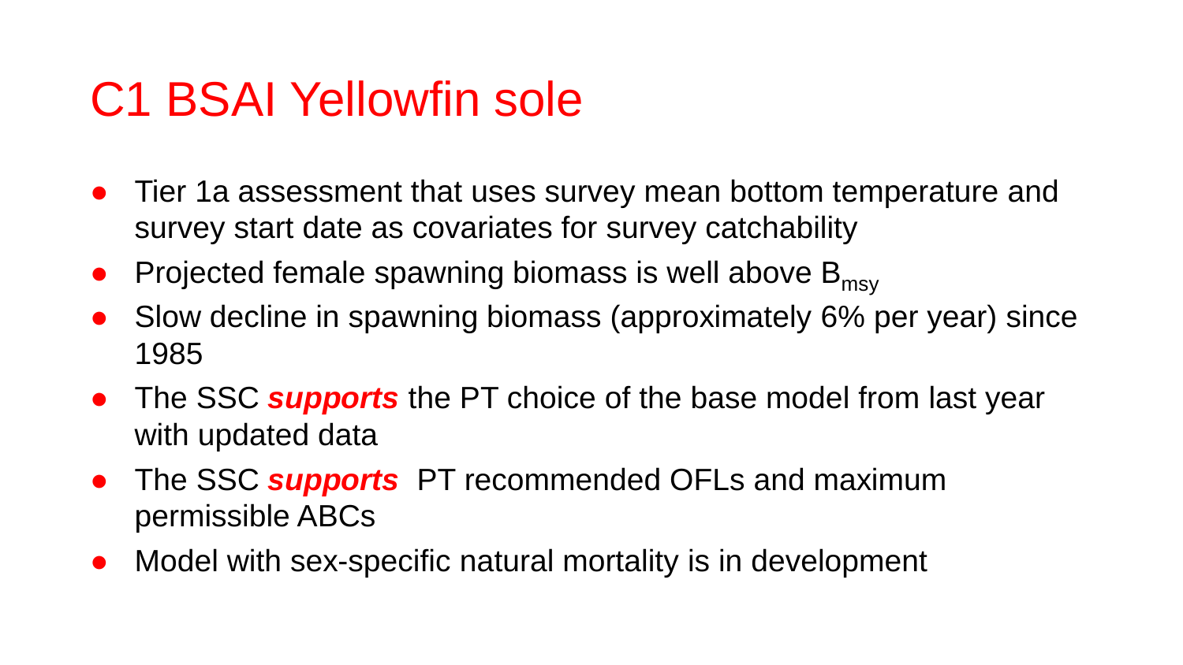# C1 BSAI Yellowfin sole

- Tier 1a assessment that uses survey mean bottom temperature and survey start date as covariates for survey catchability
- Projected female spawning biomass is well above $B_{msy}$
- Slow decline in spawning biomass (approximately 6% per year) since 1985
- The SSC ***supports*** the PT choice of the base model from last year with updated data
- The SSC ***supports*** PT recommended OFLs and maximum permissible ABCs
- Model with sex-specific natural mortality is in development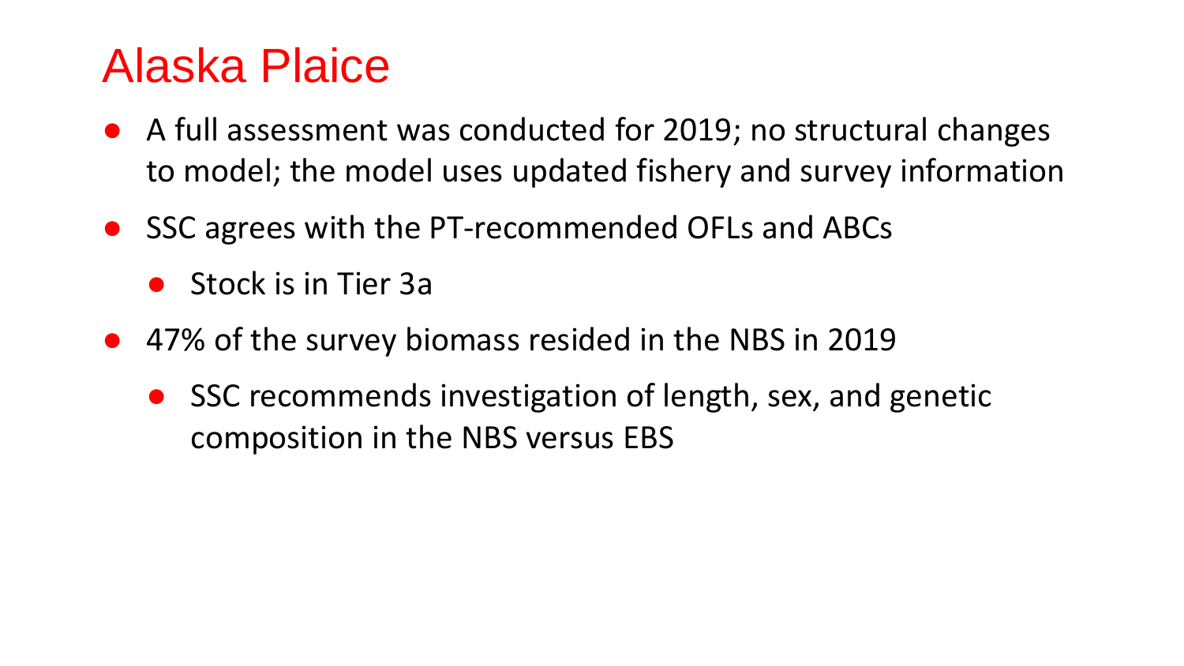# Alaska Plaice

- A full assessment was conducted for 2019; no structural changes to model; the model uses updated fishery and survey information
- SSC agrees with the PT-recommended OFLs and ABCs
  - Stock is in Tier 3a
- 47% of the survey biomass resided in the NBS in 2019
  - SSC recommends investigation of length, sex, and genetic composition in the NBS versus EBS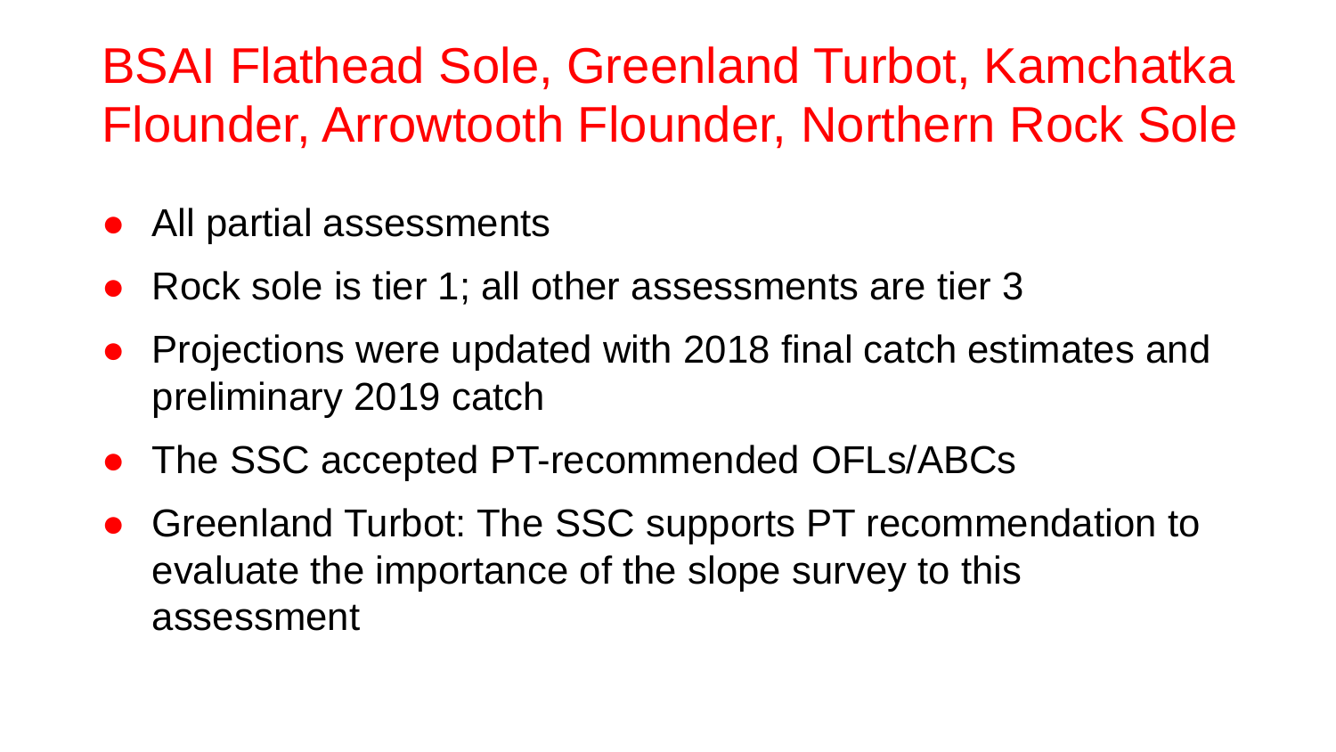# BSAI Flathead Sole, Greenland Turbot, Kamchatka Flounder, Arrowtooth Flounder, Northern Rock Sole

- All partial assessments
- Rock sole is tier 1; all other assessments are tier 3
- Projections were updated with 2018 final catch estimates and preliminary 2019 catch
- The SSC accepted PT-recommended OFLs/ABCs
- Greenland Turbot: The SSC supports PT recommendation to evaluate the importance of the slope survey to this assessment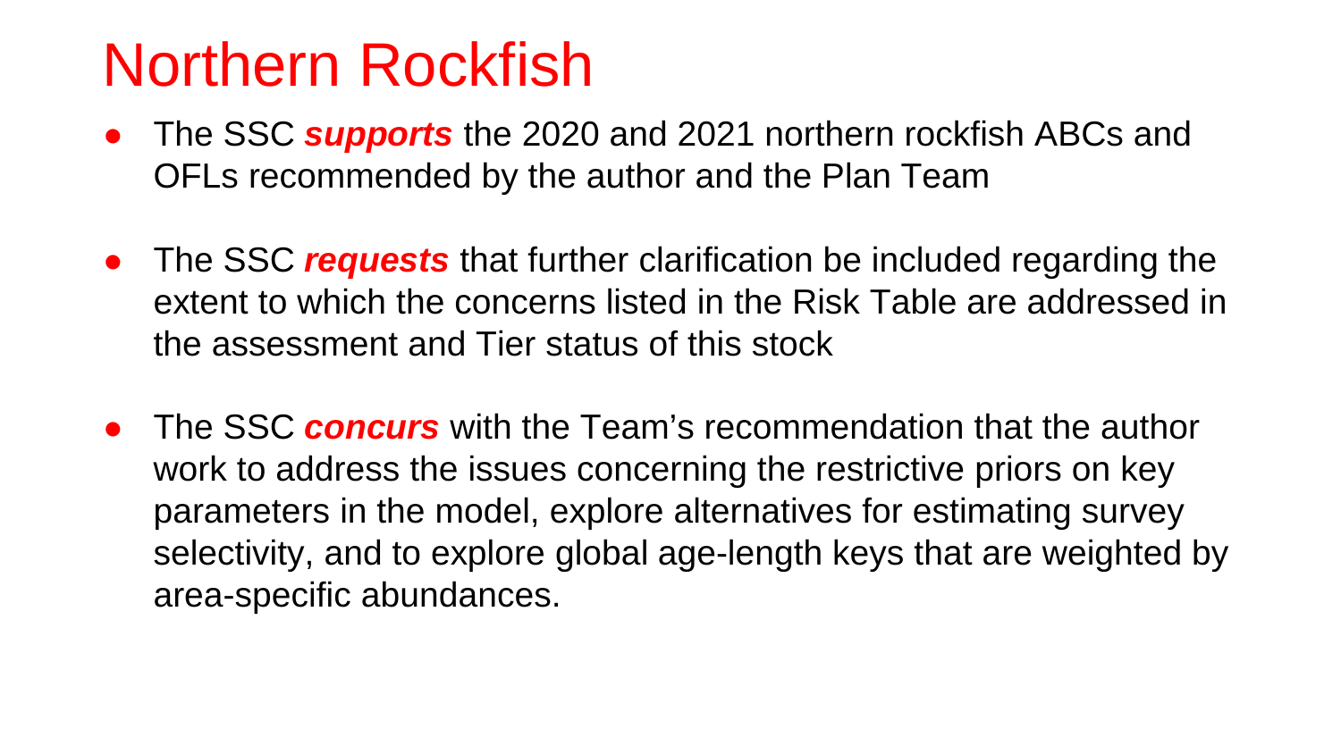# Northern Rockfish

- The SSC ***supports*** the 2020 and 2021 northern rockfish ABCs and OFLs recommended by the author and the Plan Team
- The SSC ***requests*** that further clarification be included regarding the extent to which the concerns listed in the Risk Table are addressed in the assessment and Tier status of this stock
- The SSC ***concurs*** with the Team's recommendation that the author work to address the issues concerning the restrictive priors on key parameters in the model, explore alternatives for estimating survey selectivity, and to explore global age-length keys that are weighted by area-specific abundances.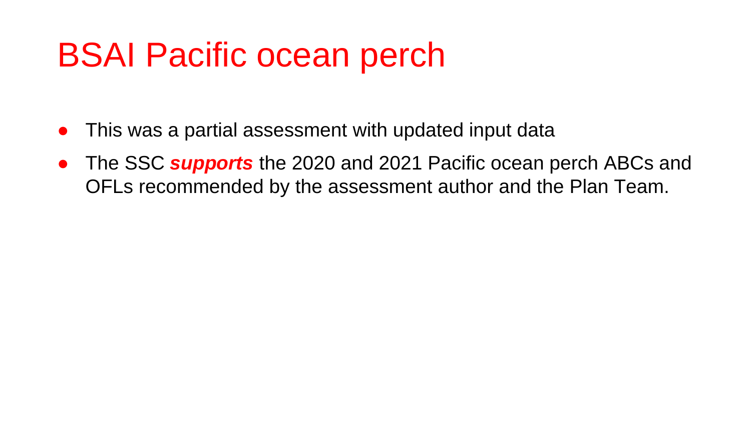# BSAI Pacific ocean perch

- This was a partial assessment with updated input data
- The SSC ***supports*** the 2020 and 2021 Pacific ocean perch ABCs and OFLs recommended by the assessment author and the Plan Team.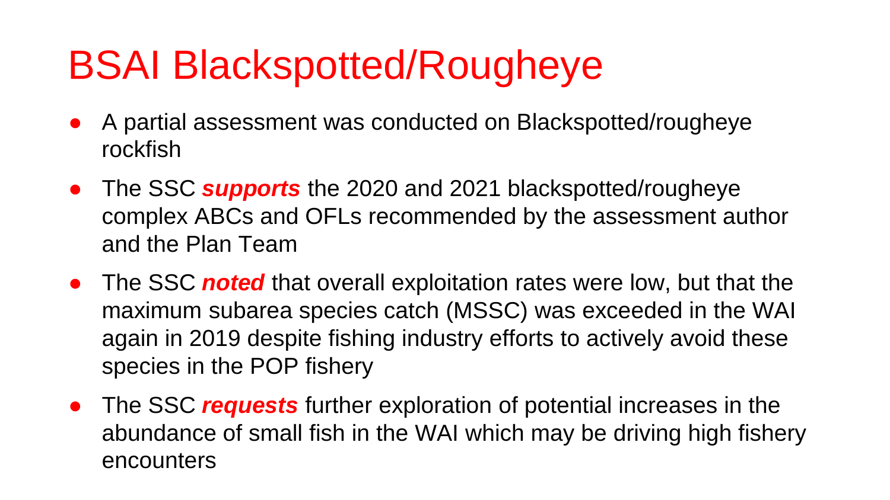# BSAI Blackspotted/Rougheye

- A partial assessment was conducted on Blackspotted/rougheye rockfish
- The SSC ***supports*** the 2020 and 2021 blackspotted/rougheye complex ABCs and OFLs recommended by the assessment author and the Plan Team
- The SSC ***noted*** that overall exploitation rates were low, but that the maximum subarea species catch (MSSC) was exceeded in the WAI again in 2019 despite fishing industry efforts to actively avoid these species in the POP fishery
- The SSC ***requests*** further exploration of potential increases in the abundance of small fish in the WAI which may be driving high fishery encounters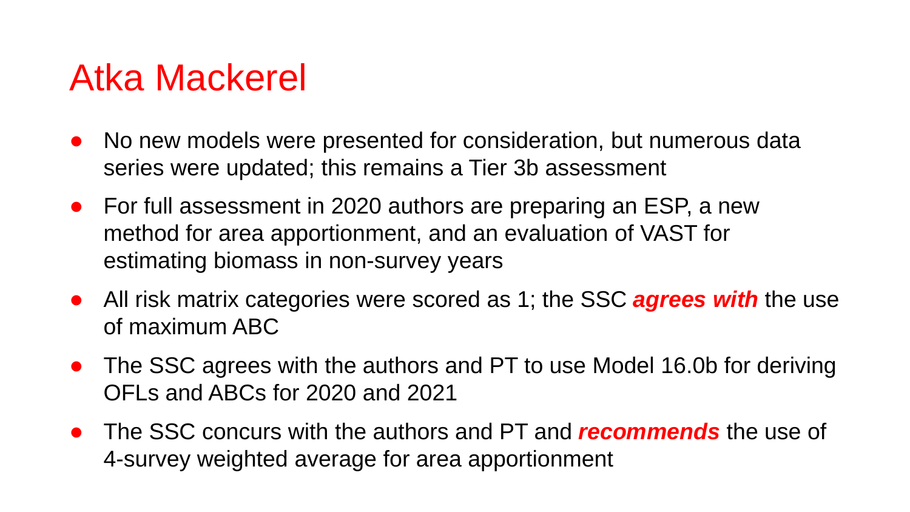# Atka Mackerel

- No new models were presented for consideration, but numerous data series were updated; this remains a Tier 3b assessment
- For full assessment in 2020 authors are preparing an ESP, a new method for area apportionment, and an evaluation of VAST for estimating biomass in non-survey years
- All risk matrix categories were scored as 1; the SSC ***agrees with*** the use of maximum ABC
- The SSC agrees with the authors and PT to use Model 16.0b for deriving OFLs and ABCs for 2020 and 2021
- The SSC concurs with the authors and PT and ***recommends*** the use of 4-survey weighted average for area apportionment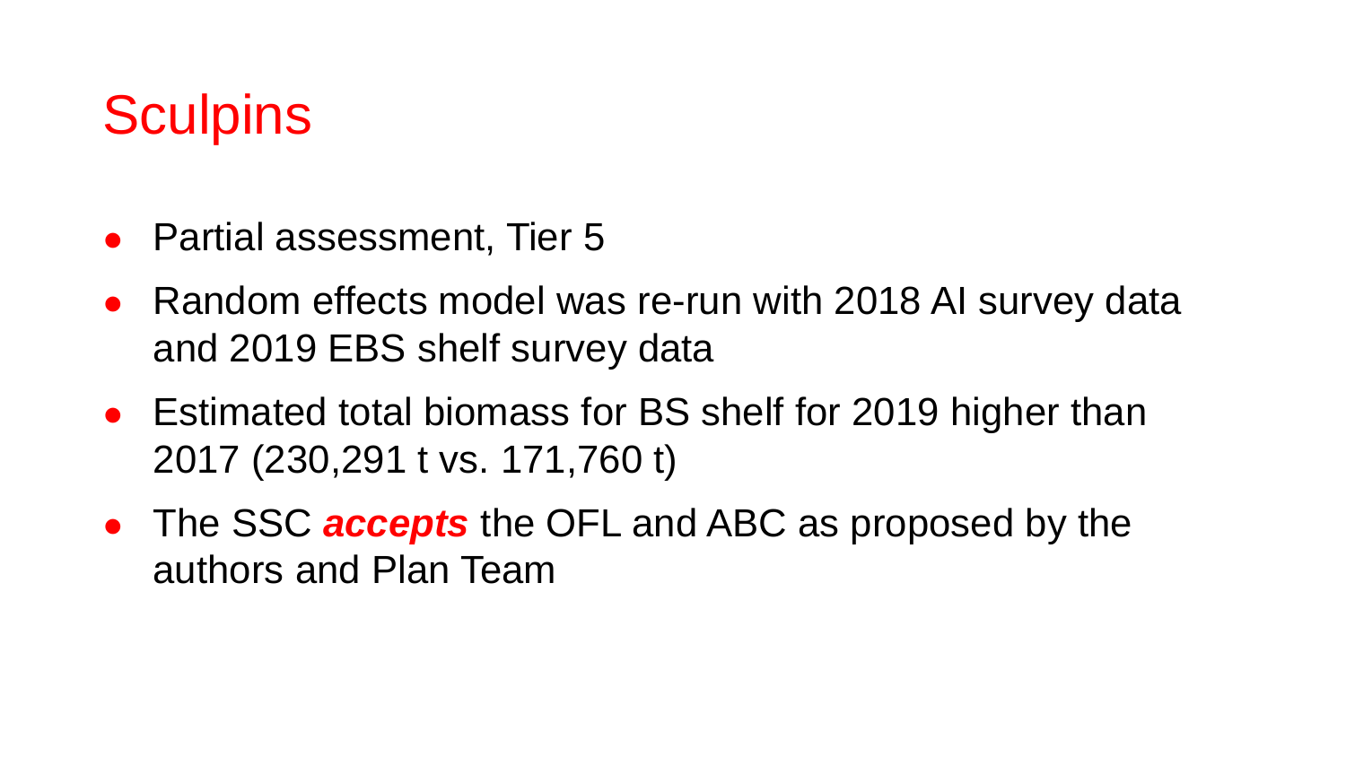# Sculpins

- Partial assessment, Tier 5
- Random effects model was re-run with 2018 AI survey data and 2019 EBS shelf survey data
- Estimated total biomass for BS shelf for 2019 higher than 2017 (230,291 t vs. 171,760 t)
- The SSC ***accepts*** the OFL and ABC as proposed by the authors and Plan Team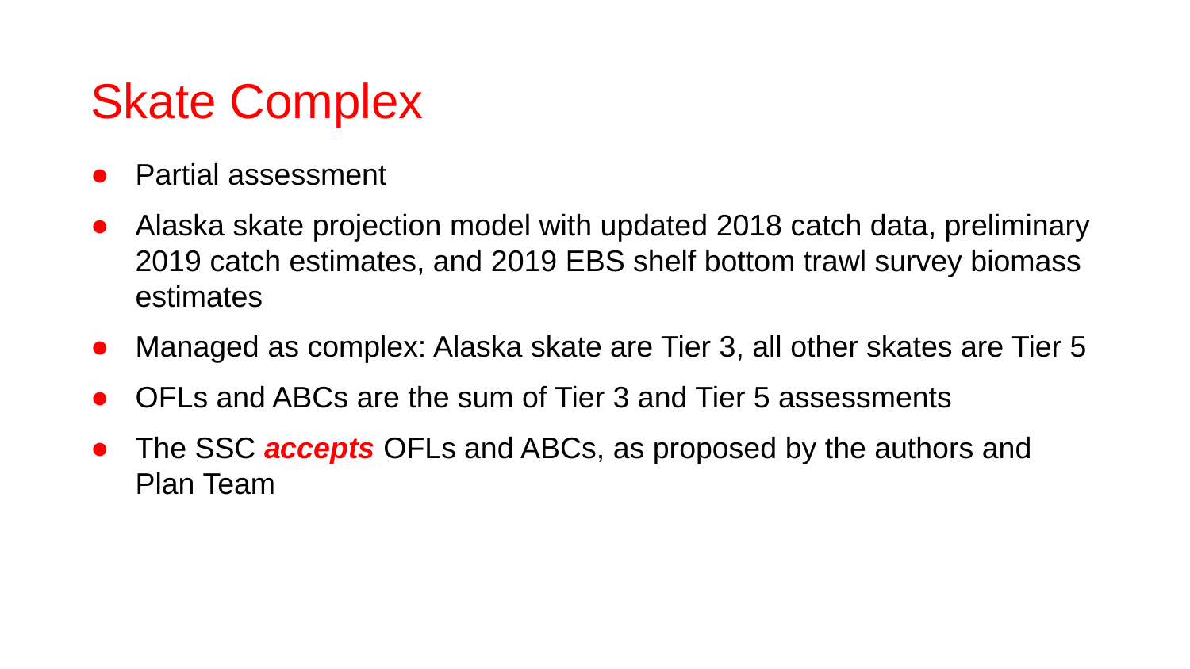# Skate Complex

- Partial assessment
- Alaska skate projection model with updated 2018 catch data, preliminary 2019 catch estimates, and 2019 EBS shelf bottom trawl survey biomass estimates
- Managed as complex: Alaska skate are Tier 3, all other skates are Tier 5
- OFLs and ABCs are the sum of Tier 3 and Tier 5 assessments
- The SSC ***accepts*** OFLs and ABCs, as proposed by the authors and Plan Team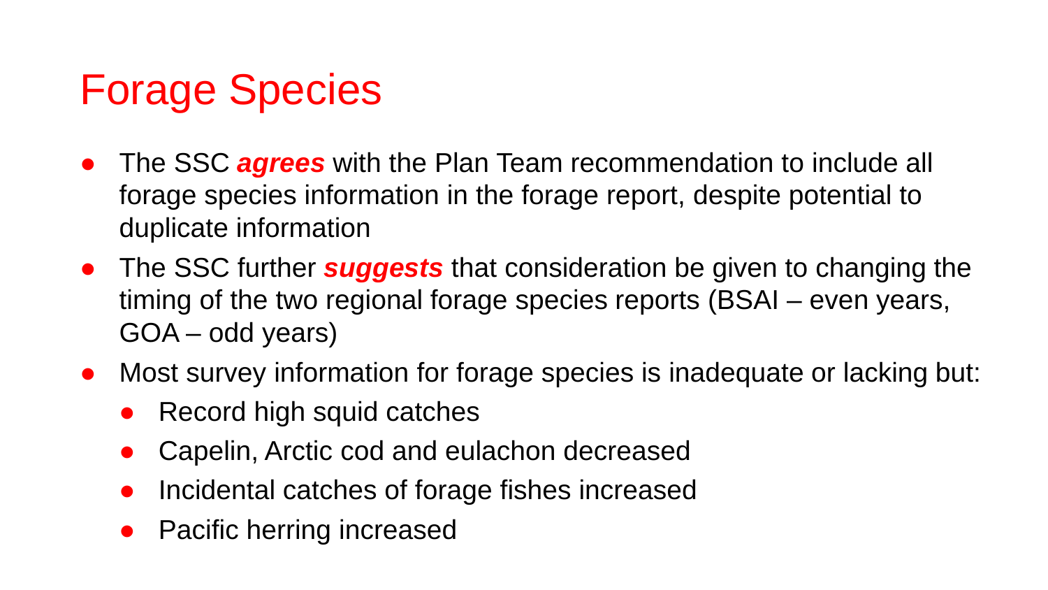# Forage Species

- The SSC ***agrees*** with the Plan Team recommendation to include all forage species information in the forage report, despite potential to duplicate information
- The SSC further ***suggests*** that consideration be given to changing the timing of the two regional forage species reports (BSAI – even years, GOA – odd years)
- Most survey information for forage species is inadequate or lacking but:
  - Record high squid catches
  - Capelin, Arctic cod and eulachon decreased
  - Incidental catches of forage fishes increased
  - Pacific herring increased